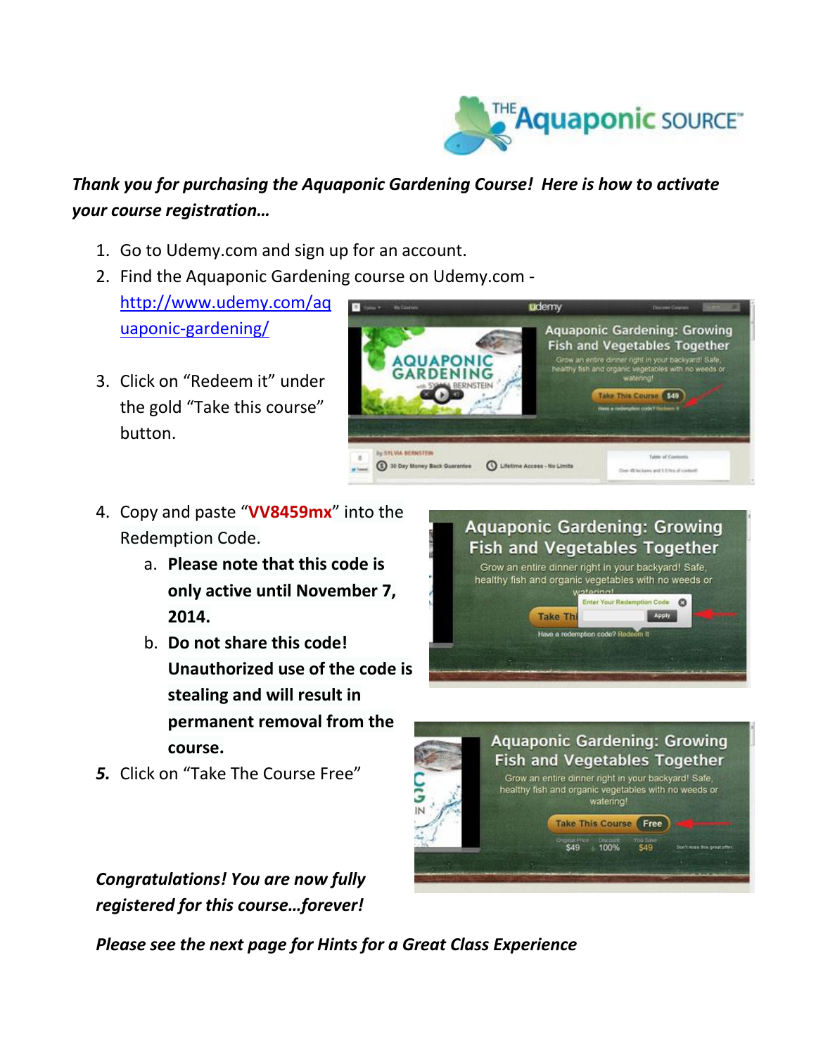***Thank you for purchasing the Aquaponic Gardening Course! Here is how to activate your course registration…***

1. Go to Udemy.com and sign up for an account.
2. Find the Aquaponic Gardening course on Udemy.com - http://www.udemy.com/aquaponic-gardening/
3. Click on "Redeem it" under the gold "Take this course" button.
4. Copy and paste "**VV8459mx**" into the Redemption Code.
   a. **Please note that this code is only active until November 7, 2014.**
   b. **Do not share this code! Unauthorized use of the code is stealing and will result in permanent removal from the course.**
5. Click on "Take The Course Free"

***Congratulations! You are now fully registered for this course…forever!***

***Please see the next page for Hints for a Great Class Experience***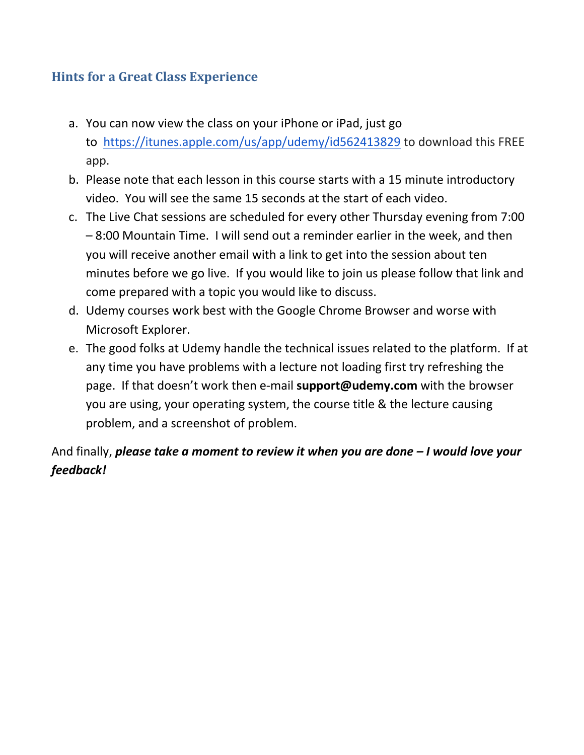## Hints for a Great Class Experience

a. You can now view the class on your iPhone or iPad, just go to https://itunes.apple.com/us/app/udemy/id562413829 to download this FREE app.
b. Please note that each lesson in this course starts with a 15 minute introductory video. You will see the same 15 seconds at the start of each video.
c. The Live Chat sessions are scheduled for every other Thursday evening from 7:00 – 8:00 Mountain Time. I will send out a reminder earlier in the week, and then you will receive another email with a link to get into the session about ten minutes before we go live. If you would like to join us please follow that link and come prepared with a topic you would like to discuss.
d. Udemy courses work best with the Google Chrome Browser and worse with Microsoft Explorer.
e. The good folks at Udemy handle the technical issues related to the platform. If at any time you have problems with a lecture not loading first try refreshing the page. If that doesn't work then e-mail **support@udemy.com** with the browser you are using, your operating system, the course title & the lecture causing problem, and a screenshot of problem.

And finally, ***please take a moment to review it when you are done – I would love your feedback!***